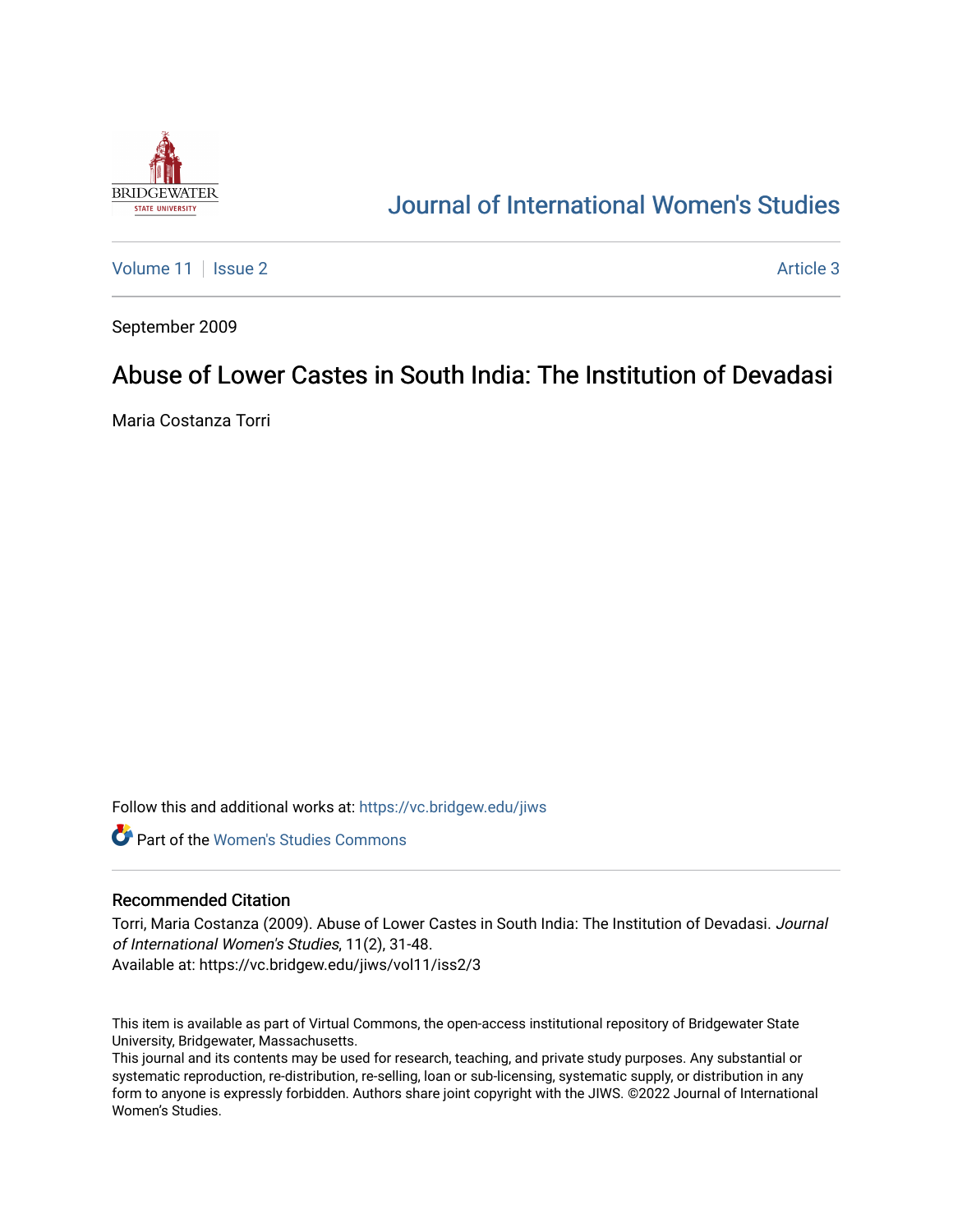# Journal of International Women's Studies

Volume 11 | Issue 2 Article 3

September 2009

## Abuse of Lower Castes in South India: The Institution of Devadasi

Maria Costanza Torri

Follow this and additional works at: https://vc.bridgew.edu/jiws

Part of the Women's Studies Commons

### Recommended Citation

Torri, Maria Costanza (2009). Abuse of Lower Castes in South India: The Institution of Devadasi. *Journal of International Women's Studies*, 11(2), 31-48.
Available at: https://vc.bridgew.edu/jiws/vol11/iss2/3

This item is available as part of Virtual Commons, the open-access institutional repository of Bridgewater State University, Bridgewater, Massachusetts.
This journal and its contents may be used for research, teaching, and private study purposes. Any substantial or systematic reproduction, re-distribution, re-selling, loan or sub-licensing, systematic supply, or distribution in any form to anyone is expressly forbidden. Authors share joint copyright with the JIWS. ©2022 Journal of International Women's Studies.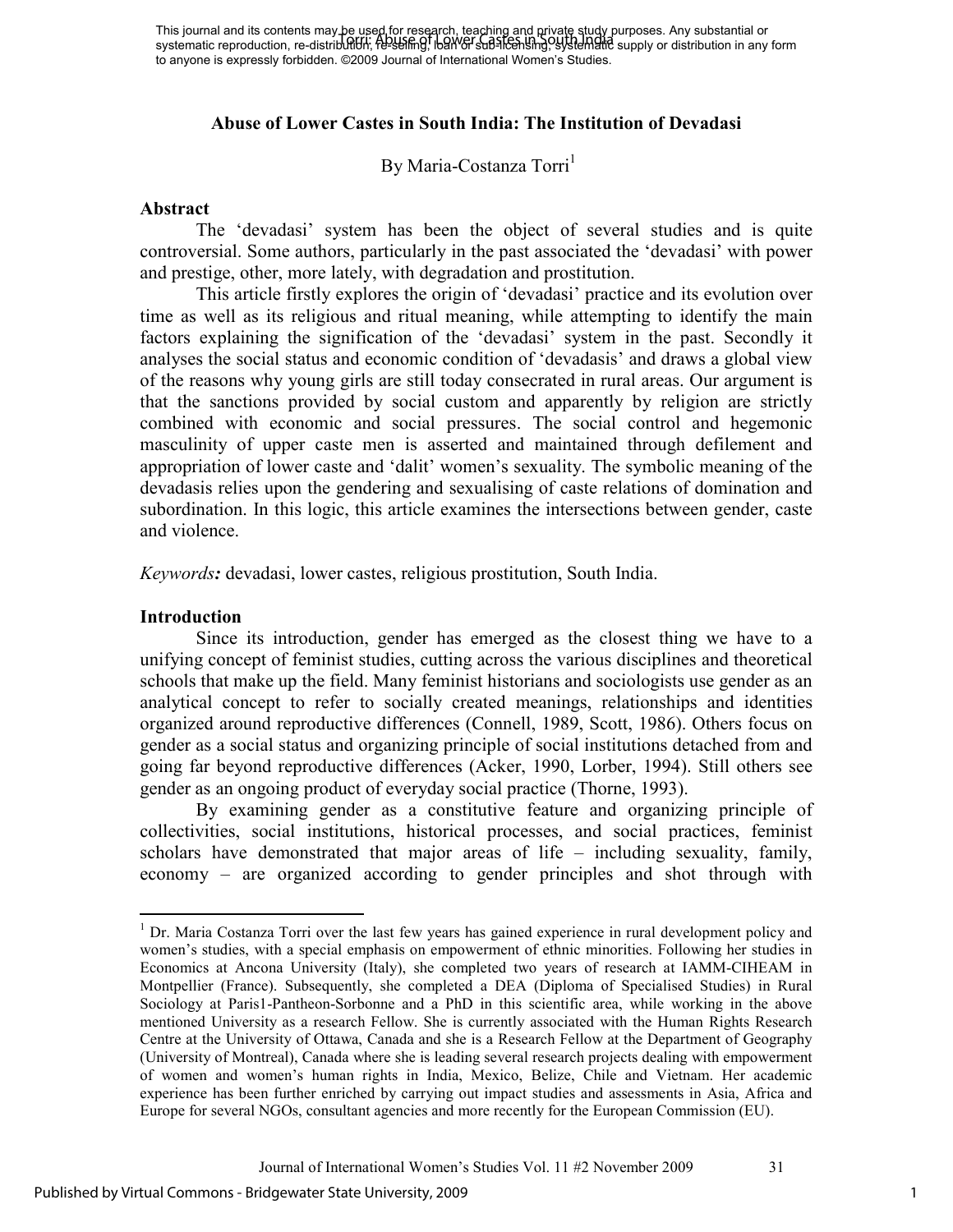This journal and its contents may be used for research, teaching and private study purposes. Any substantial or systematic reproduction, re-distribution, re-selling, loan or sub-licensing, systematic supply or distribution in any form to anyone is expressly forbidden. ©2009 Journal of International Women's Studies.

# Abuse of Lower Castes in South India: The Institution of Devadasi

By Maria-Costanza Torri[1]

## Abstract

The 'devadasi' system has been the object of several studies and is quite controversial. Some authors, particularly in the past associated the 'devadasi' with power and prestige, other, more lately, with degradation and prostitution.

This article firstly explores the origin of 'devadasi' practice and its evolution over time as well as its religious and ritual meaning, while attempting to identify the main factors explaining the signification of the 'devadasi' system in the past. Secondly it analyses the social status and economic condition of 'devadasis' and draws a global view of the reasons why young girls are still today consecrated in rural areas. Our argument is that the sanctions provided by social custom and apparently by religion are strictly combined with economic and social pressures. The social control and hegemonic masculinity of upper caste men is asserted and maintained through defilement and appropriation of lower caste and 'dalit' women's sexuality. The symbolic meaning of the devadasis relies upon the gendering and sexualising of caste relations of domination and subordination. In this logic, this article examines the intersections between gender, caste and violence.

*Keywords:* devadasi, lower castes, religious prostitution, South India.

## Introduction

Since its introduction, gender has emerged as the closest thing we have to a unifying concept of feminist studies, cutting across the various disciplines and theoretical schools that make up the field. Many feminist historians and sociologists use gender as an analytical concept to refer to socially created meanings, relationships and identities organized around reproductive differences (Connell, 1989, Scott, 1986). Others focus on gender as a social status and organizing principle of social institutions detached from and going far beyond reproductive differences (Acker, 1990, Lorber, 1994). Still others see gender as an ongoing product of everyday social practice (Thorne, 1993).

By examining gender as a constitutive feature and organizing principle of collectivities, social institutions, historical processes, and social practices, feminist scholars have demonstrated that major areas of life – including sexuality, family, economy – are organized according to gender principles and shot through with

[1] Dr. Maria Costanza Torri over the last few years has gained experience in rural development policy and women's studies, with a special emphasis on empowerment of ethnic minorities. Following her studies in Economics at Ancona University (Italy), she completed two years of research at IAMM-CIHEAM in Montpellier (France). Subsequently, she completed a DEA (Diploma of Specialised Studies) in Rural Sociology at Paris1-Pantheon-Sorbonne and a PhD in this scientific area, while working in the above mentioned University as a research Fellow. She is currently associated with the Human Rights Research Centre at the University of Ottawa, Canada and she is a Research Fellow at the Department of Geography (University of Montreal), Canada where she is leading several research projects dealing with empowerment of women and women's human rights in India, Mexico, Belize, Chile and Vietnam. Her academic experience has been further enriched by carrying out impact studies and assessments in Asia, Africa and Europe for several NGOs, consultant agencies and more recently for the European Commission (EU).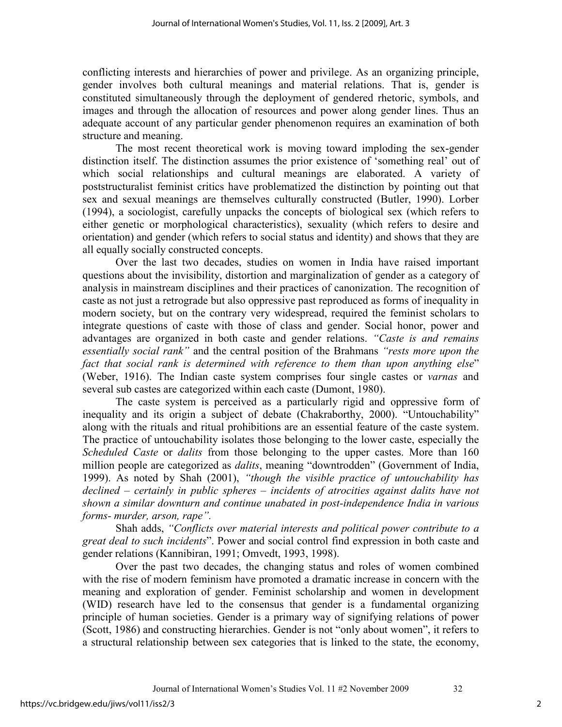conflicting interests and hierarchies of power and privilege. As an organizing principle, gender involves both cultural meanings and material relations. That is, gender is constituted simultaneously through the deployment of gendered rhetoric, symbols, and images and through the allocation of resources and power along gender lines. Thus an adequate account of any particular gender phenomenon requires an examination of both structure and meaning.

The most recent theoretical work is moving toward imploding the sex-gender distinction itself. The distinction assumes the prior existence of 'something real' out of which social relationships and cultural meanings are elaborated. A variety of poststructuralist feminist critics have problematized the distinction by pointing out that sex and sexual meanings are themselves culturally constructed (Butler, 1990). Lorber (1994), a sociologist, carefully unpacks the concepts of biological sex (which refers to either genetic or morphological characteristics), sexuality (which refers to desire and orientation) and gender (which refers to social status and identity) and shows that they are all equally socially constructed concepts.

Over the last two decades, studies on women in India have raised important questions about the invisibility, distortion and marginalization of gender as a category of analysis in mainstream disciplines and their practices of canonization. The recognition of caste as not just a retrograde but also oppressive past reproduced as forms of inequality in modern society, but on the contrary very widespread, required the feminist scholars to integrate questions of caste with those of class and gender. Social honor, power and advantages are organized in both caste and gender relations. *"Caste is and remains essentially social rank"* and the central position of the Brahmans *"rests more upon the fact that social rank is determined with reference to them than upon anything else*" (Weber, 1916). The Indian caste system comprises four single castes or *varnas* and several sub castes are categorized within each caste (Dumont, 1980).

The caste system is perceived as a particularly rigid and oppressive form of inequality and its origin a subject of debate (Chakraborthy, 2000). "Untouchability" along with the rituals and ritual prohibitions are an essential feature of the caste system. The practice of untouchability isolates those belonging to the lower caste, especially the *Scheduled Caste* or *dalits* from those belonging to the upper castes. More than 160 million people are categorized as *dalits*, meaning "downtrodden" (Government of India, 1999). As noted by Shah (2001), *"though the visible practice of untouchability has declined – certainly in public spheres – incidents of atrocities against dalits have not shown a similar downturn and continue unabated in post-independence India in various forms- murder, arson, rape".*

Shah adds, *"Conflicts over material interests and political power contribute to a great deal to such incidents*". Power and social control find expression in both caste and gender relations (Kannibiran, 1991; Omvedt, 1993, 1998).

Over the past two decades, the changing status and roles of women combined with the rise of modern feminism have promoted a dramatic increase in concern with the meaning and exploration of gender. Feminist scholarship and women in development (WID) research have led to the consensus that gender is a fundamental organizing principle of human societies. Gender is a primary way of signifying relations of power (Scott, 1986) and constructing hierarchies. Gender is not "only about women", it refers to a structural relationship between sex categories that is linked to the state, the economy,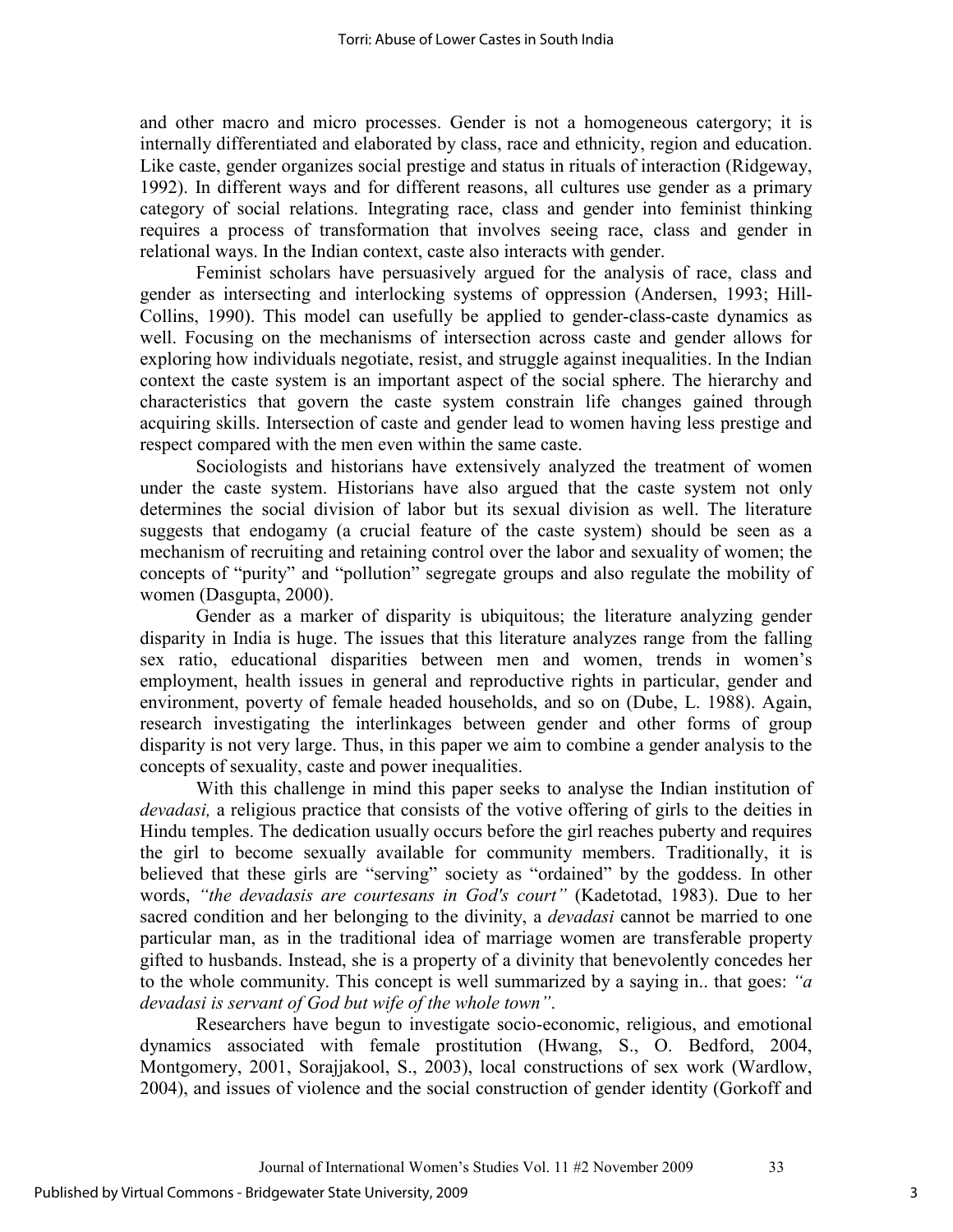and other macro and micro processes. Gender is not a homogeneous catergory; it is internally differentiated and elaborated by class, race and ethnicity, region and education. Like caste, gender organizes social prestige and status in rituals of interaction (Ridgeway, 1992). In different ways and for different reasons, all cultures use gender as a primary category of social relations. Integrating race, class and gender into feminist thinking requires a process of transformation that involves seeing race, class and gender in relational ways. In the Indian context, caste also interacts with gender.

Feminist scholars have persuasively argued for the analysis of race, class and gender as intersecting and interlocking systems of oppression (Andersen, 1993; Hill-Collins, 1990). This model can usefully be applied to gender-class-caste dynamics as well. Focusing on the mechanisms of intersection across caste and gender allows for exploring how individuals negotiate, resist, and struggle against inequalities. In the Indian context the caste system is an important aspect of the social sphere. The hierarchy and characteristics that govern the caste system constrain life changes gained through acquiring skills. Intersection of caste and gender lead to women having less prestige and respect compared with the men even within the same caste.

Sociologists and historians have extensively analyzed the treatment of women under the caste system. Historians have also argued that the caste system not only determines the social division of labor but its sexual division as well. The literature suggests that endogamy (a crucial feature of the caste system) should be seen as a mechanism of recruiting and retaining control over the labor and sexuality of women; the concepts of "purity" and "pollution" segregate groups and also regulate the mobility of women (Dasgupta, 2000).

Gender as a marker of disparity is ubiquitous; the literature analyzing gender disparity in India is huge. The issues that this literature analyzes range from the falling sex ratio, educational disparities between men and women, trends in women's employment, health issues in general and reproductive rights in particular, gender and environment, poverty of female headed households, and so on (Dube, L. 1988). Again, research investigating the interlinkages between gender and other forms of group disparity is not very large. Thus, in this paper we aim to combine a gender analysis to the concepts of sexuality, caste and power inequalities.

With this challenge in mind this paper seeks to analyse the Indian institution of *devadasi,* a religious practice that consists of the votive offering of girls to the deities in Hindu temples. The dedication usually occurs before the girl reaches puberty and requires the girl to become sexually available for community members. Traditionally, it is believed that these girls are "serving" society as "ordained" by the goddess. In other words, *"the devadasis are courtesans in God's court"* (Kadetotad, 1983). Due to her sacred condition and her belonging to the divinity, a *devadasi* cannot be married to one particular man, as in the traditional idea of marriage women are transferable property gifted to husbands. Instead, she is a property of a divinity that benevolently concedes her to the whole community. This concept is well summarized by a saying in.. that goes: *"a devadasi is servant of God but wife of the whole town"*.

Researchers have begun to investigate socio-economic, religious, and emotional dynamics associated with female prostitution (Hwang, S., O. Bedford, 2004, Montgomery, 2001, Sorajjakool, S., 2003), local constructions of sex work (Wardlow, 2004), and issues of violence and the social construction of gender identity (Gorkoff and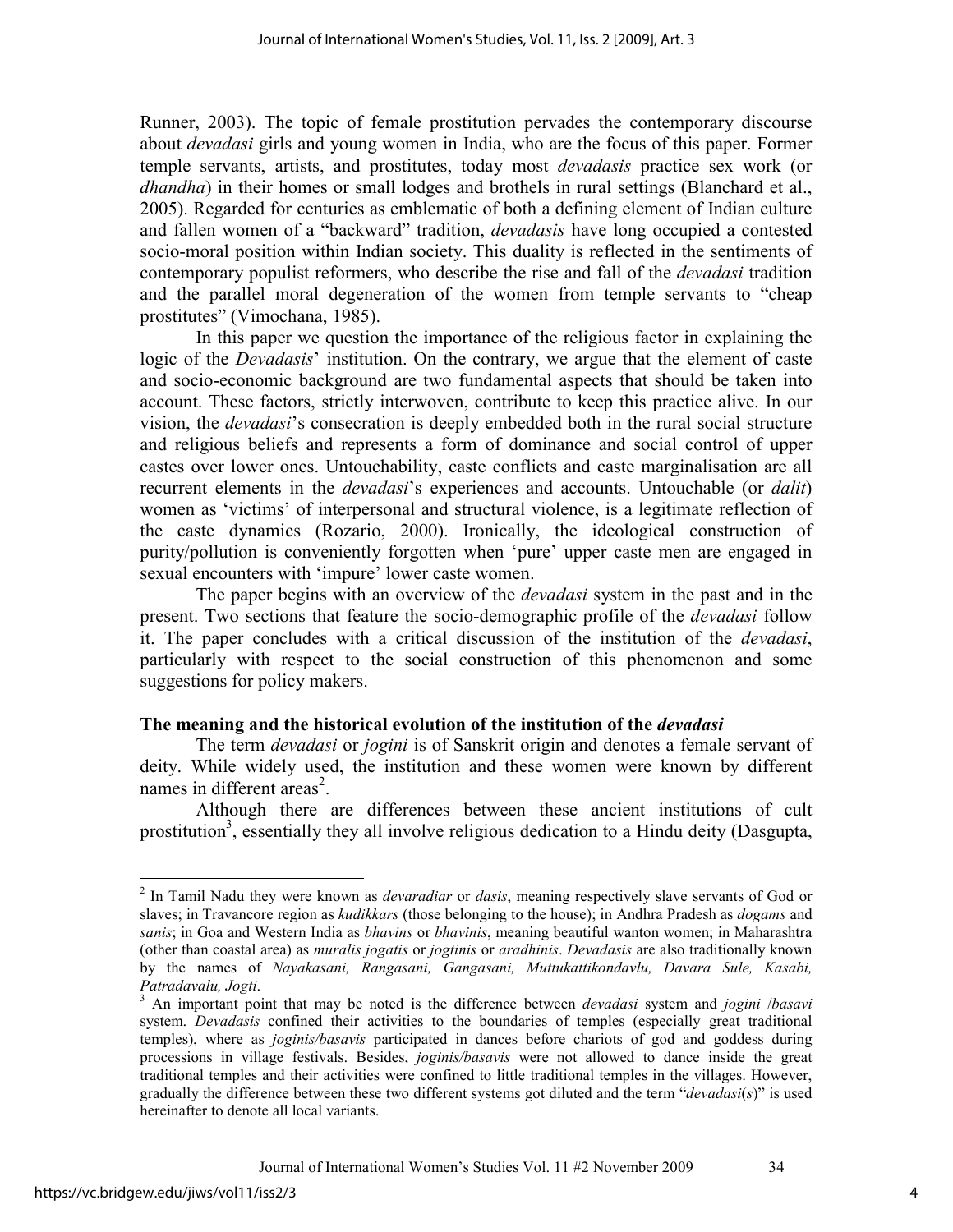Runner, 2003). The topic of female prostitution pervades the contemporary discourse about *devadasi* girls and young women in India, who are the focus of this paper. Former temple servants, artists, and prostitutes, today most *devadasis* practice sex work (or *dhandha*) in their homes or small lodges and brothels in rural settings (Blanchard et al., 2005). Regarded for centuries as emblematic of both a defining element of Indian culture and fallen women of a "backward" tradition, *devadasis* have long occupied a contested socio-moral position within Indian society. This duality is reflected in the sentiments of contemporary populist reformers, who describe the rise and fall of the *devadasi* tradition and the parallel moral degeneration of the women from temple servants to "cheap prostitutes" (Vimochana, 1985).

In this paper we question the importance of the religious factor in explaining the logic of the *Devadasis*' institution. On the contrary, we argue that the element of caste and socio-economic background are two fundamental aspects that should be taken into account. These factors, strictly interwoven, contribute to keep this practice alive. In our vision, the *devadasi*'s consecration is deeply embedded both in the rural social structure and religious beliefs and represents a form of dominance and social control of upper castes over lower ones. Untouchability, caste conflicts and caste marginalisation are all recurrent elements in the *devadasi*'s experiences and accounts. Untouchable (or *dalit*) women as 'victims' of interpersonal and structural violence, is a legitimate reflection of the caste dynamics (Rozario, 2000). Ironically, the ideological construction of purity/pollution is conveniently forgotten when 'pure' upper caste men are engaged in sexual encounters with 'impure' lower caste women.

The paper begins with an overview of the *devadasi* system in the past and in the present. Two sections that feature the socio-demographic profile of the *devadasi* follow it. The paper concludes with a critical discussion of the institution of the *devadasi*, particularly with respect to the social construction of this phenomenon and some suggestions for policy makers.

## The meaning and the historical evolution of the institution of the *devadasi*

The term *devadasi* or *jogini* is of Sanskrit origin and denotes a female servant of deity. While widely used, the institution and these women were known by different names in different areas[2].

Although there are differences between these ancient institutions of cult prostitution[3], essentially they all involve religious dedication to a Hindu deity (Dasgupta,

---

[2] In Tamil Nadu they were known as *devaradiar* or *dasis*, meaning respectively slave servants of God or slaves; in Travancore region as *kudikkars* (those belonging to the house); in Andhra Pradesh as *dogams* and *sanis*; in Goa and Western India as *bhavins* or *bhavinis*, meaning beautiful wanton women; in Maharashtra (other than coastal area) as *muralis jogatis* or *jogtinis* or *aradhinis*. *Devadasis* are also traditionally known by the names of *Nayakasani, Rangasani, Gangasani, Muttukattikondavlu, Davara Sule, Kasabi, Patradavalu, Jogti*.

[3] An important point that may be noted is the difference between *devadasi* system and *jogini* /*basavi* system. *Devadasis* confined their activities to the boundaries of temples (especially great traditional temples), where as *joginis/basavis* participated in dances before chariots of god and goddess during processions in village festivals. Besides, *joginis/basavis* were not allowed to dance inside the great traditional temples and their activities were confined to little traditional temples in the villages. However, gradually the difference between these two different systems got diluted and the term "*devadasi*(*s*)" is used hereinafter to denote all local variants.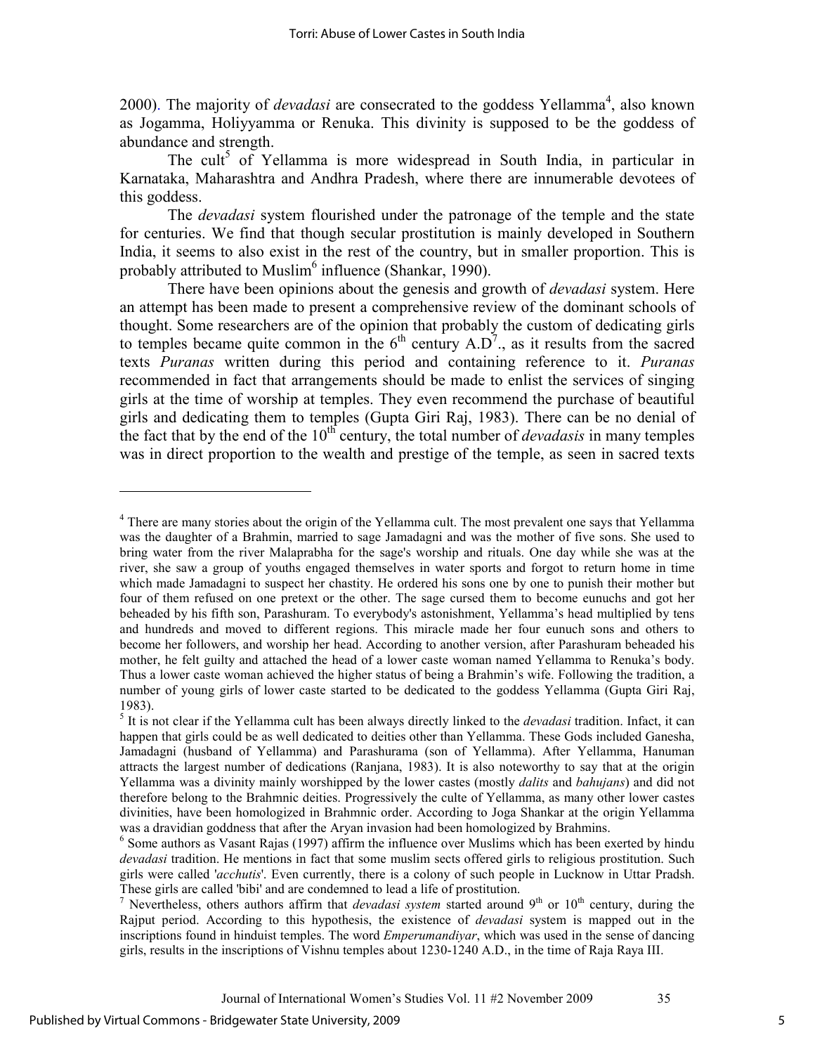2000). The majority of *devadasi* are consecrated to the goddess Yellamma[4], also known as Jogamma, Holiyyamma or Renuka. This divinity is supposed to be the goddess of abundance and strength.

The cult[5] of Yellamma is more widespread in South India, in particular in Karnataka, Maharashtra and Andhra Pradesh, where there are innumerable devotees of this goddess.

The *devadasi* system flourished under the patronage of the temple and the state for centuries. We find that though secular prostitution is mainly developed in Southern India, it seems to also exist in the rest of the country, but in smaller proportion. This is probably attributed to Muslim[6] influence (Shankar, 1990).

There have been opinions about the genesis and growth of *devadasi* system. Here an attempt has been made to present a comprehensive review of the dominant schools of thought. Some researchers are of the opinion that probably the custom of dedicating girls to temples became quite common in the 6th century A.D[7]., as it results from the sacred texts *Puranas* written during this period and containing reference to it. *Puranas* recommended in fact that arrangements should be made to enlist the services of singing girls at the time of worship at temples. They even recommend the purchase of beautiful girls and dedicating them to temples (Gupta Giri Raj, 1983). There can be no denial of the fact that by the end of the 10th century, the total number of *devadasis* in many temples was in direct proportion to the wealth and prestige of the temple, as seen in sacred texts

---

[4] There are many stories about the origin of the Yellamma cult. The most prevalent one says that Yellamma was the daughter of a Brahmin, married to sage Jamadagni and was the mother of five sons. She used to bring water from the river Malaprabha for the sage's worship and rituals. One day while she was at the river, she saw a group of youths engaged themselves in water sports and forgot to return home in time which made Jamadagni to suspect her chastity. He ordered his sons one by one to punish their mother but four of them refused on one pretext or the other. The sage cursed them to become eunuchs and got her beheaded by his fifth son, Parashuram. To everybody's astonishment, Yellamma's head multiplied by tens and hundreds and moved to different regions. This miracle made her four eunuch sons and others to become her followers, and worship her head. According to another version, after Parashuram beheaded his mother, he felt guilty and attached the head of a lower caste woman named Yellamma to Renuka's body. Thus a lower caste woman achieved the higher status of being a Brahmin's wife. Following the tradition, a number of young girls of lower caste started to be dedicated to the goddess Yellamma (Gupta Giri Raj, 1983).

[5] It is not clear if the Yellamma cult has been always directly linked to the *devadasi* tradition. Infact, it can happen that girls could be as well dedicated to deities other than Yellamma. These Gods included Ganesha, Jamadagni (husband of Yellamma) and Parashurama (son of Yellamma). After Yellamma, Hanuman attracts the largest number of dedications (Ranjana, 1983). It is also noteworthy to say that at the origin Yellamma was a divinity mainly worshipped by the lower castes (mostly *dalits* and *bahujans*) and did not therefore belong to the Brahmnic deities. Progressively the culte of Yellamma, as many other lower castes divinities, have been homologized in Brahmnic order. According to Joga Shankar at the origin Yellamma was a dravidian goddness that after the Aryan invasion had been homologized by Brahmins.

[6] Some authors as Vasant Rajas (1997) affirm the influence over Muslims which has been exerted by hindu *devadasi* tradition. He mentions in fact that some muslim sects offered girls to religious prostitution. Such girls were called '*acchutis*'. Even currently, there is a colony of such people in Lucknow in Uttar Pradsh. These girls are called 'bibi' and are condemned to lead a life of prostitution.

[7] Nevertheless, others authors affirm that *devadasi system* started around 9th or 10th century, during the Rajput period. According to this hypothesis, the existence of *devadasi* system is mapped out in the inscriptions found in hinduist temples. The word *Emperumandiyar*, which was used in the sense of dancing girls, results in the inscriptions of Vishnu temples about 1230-1240 A.D., in the time of Raja Raya III.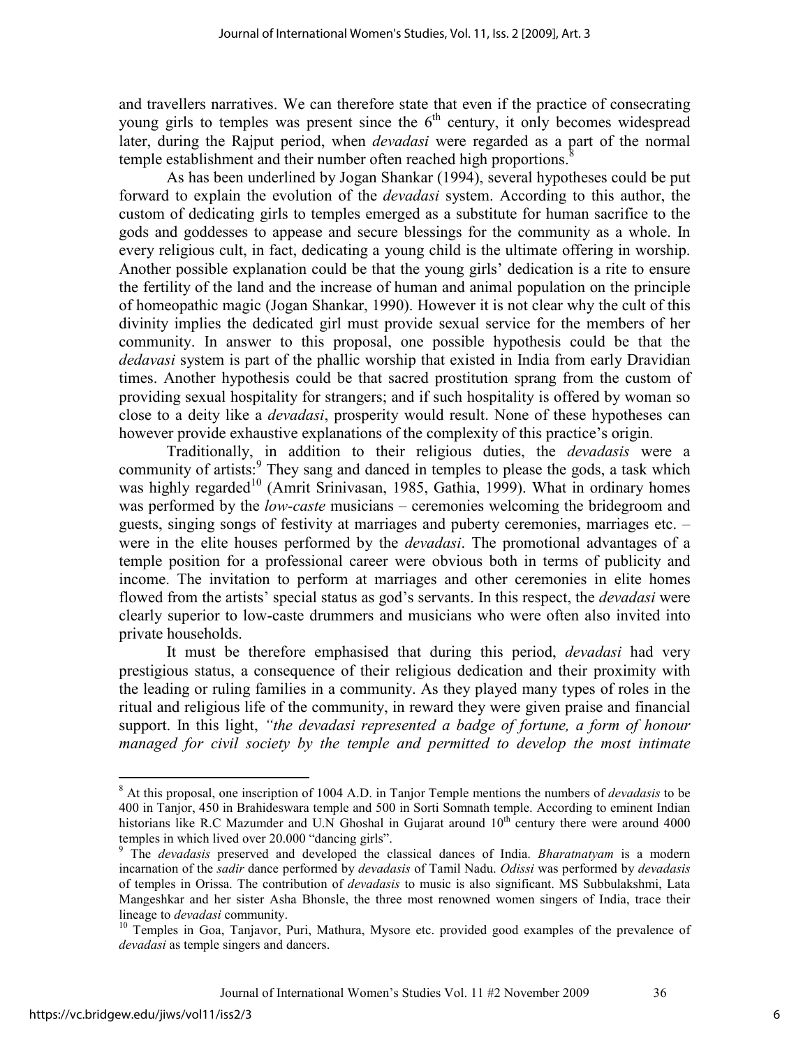and travellers narratives. We can therefore state that even if the practice of consecrating young girls to temples was present since the 6th century, it only becomes widespread later, during the Rajput period, when *devadasi* were regarded as a part of the normal temple establishment and their number often reached high proportions.[8]

As has been underlined by Jogan Shankar (1994), several hypotheses could be put forward to explain the evolution of the *devadasi* system. According to this author, the custom of dedicating girls to temples emerged as a substitute for human sacrifice to the gods and goddesses to appease and secure blessings for the community as a whole. In every religious cult, in fact, dedicating a young child is the ultimate offering in worship. Another possible explanation could be that the young girls' dedication is a rite to ensure the fertility of the land and the increase of human and animal population on the principle of homeopathic magic (Jogan Shankar, 1990). However it is not clear why the cult of this divinity implies the dedicated girl must provide sexual service for the members of her community. In answer to this proposal, one possible hypothesis could be that the *dedavasi* system is part of the phallic worship that existed in India from early Dravidian times. Another hypothesis could be that sacred prostitution sprang from the custom of providing sexual hospitality for strangers; and if such hospitality is offered by woman so close to a deity like a *devadasi*, prosperity would result. None of these hypotheses can however provide exhaustive explanations of the complexity of this practice's origin.

Traditionally, in addition to their religious duties, the *devadasis* were a community of artists:[9] They sang and danced in temples to please the gods, a task which was highly regarded[10] (Amrit Srinivasan, 1985, Gathia, 1999). What in ordinary homes was performed by the *low-caste* musicians – ceremonies welcoming the bridegroom and guests, singing songs of festivity at marriages and puberty ceremonies, marriages etc. – were in the elite houses performed by the *devadasi*. The promotional advantages of a temple position for a professional career were obvious both in terms of publicity and income. The invitation to perform at marriages and other ceremonies in elite homes flowed from the artists' special status as god's servants. In this respect, the *devadasi* were clearly superior to low-caste drummers and musicians who were often also invited into private households.

It must be therefore emphasised that during this period, *devadasi* had very prestigious status, a consequence of their religious dedication and their proximity with the leading or ruling families in a community. As they played many types of roles in the ritual and religious life of the community, in reward they were given praise and financial support. In this light, *"the devadasi represented a badge of fortune, a form of honour managed for civil society by the temple and permitted to develop the most intimate*

---

[8] At this proposal, one inscription of 1004 A.D. in Tanjor Temple mentions the numbers of *devadasis* to be 400 in Tanjor, 450 in Brahideswara temple and 500 in Sorti Somnath temple. According to eminent Indian historians like R.C Mazumder and U.N Ghoshal in Gujarat around 10th century there were around 4000 temples in which lived over 20.000 "dancing girls".

[9] The *devadasis* preserved and developed the classical dances of India. *Bharatnatyam* is a modern incarnation of the *sadir* dance performed by *devadasis* of Tamil Nadu. *Odissi* was performed by *devadasis* of temples in Orissa. The contribution of *devadasis* to music is also significant. MS Subbulakshmi, Lata Mangeshkar and her sister Asha Bhonsle, the three most renowned women singers of India, trace their lineage to *devadasi* community.

[10] Temples in Goa, Tanjavor, Puri, Mathura, Mysore etc. provided good examples of the prevalence of *devadasi* as temple singers and dancers.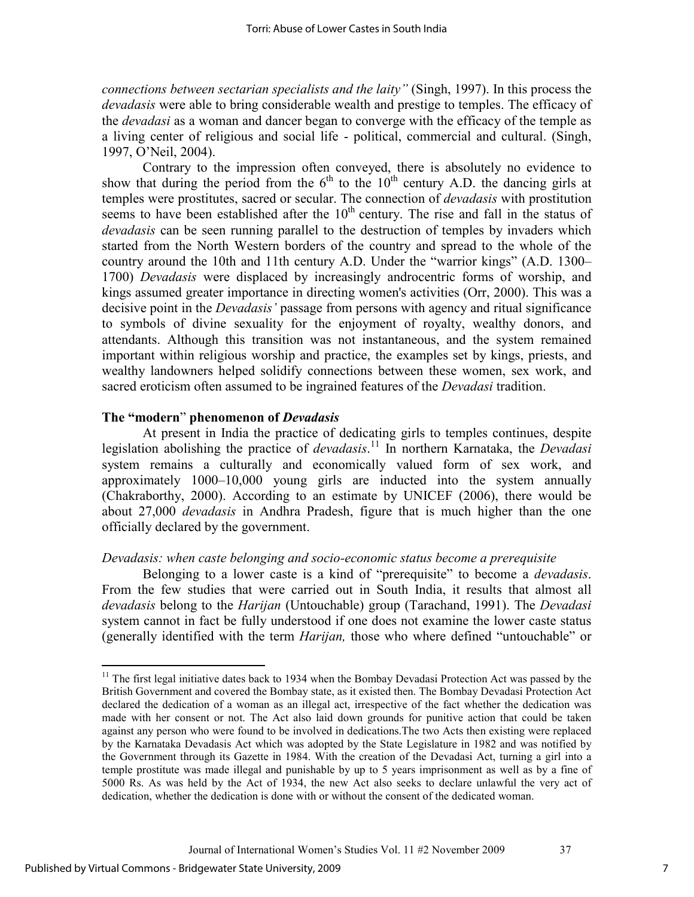*connections between sectarian specialists and the laity"* (Singh, 1997). In this process the *devadasis* were able to bring considerable wealth and prestige to temples. The efficacy of the *devadasi* as a woman and dancer began to converge with the efficacy of the temple as a living center of religious and social life - political, commercial and cultural. (Singh, 1997, O'Neil, 2004).

Contrary to the impression often conveyed, there is absolutely no evidence to show that during the period from the 6th to the 10th century A.D. the dancing girls at temples were prostitutes, sacred or secular. The connection of *devadasis* with prostitution seems to have been established after the 10th century. The rise and fall in the status of *devadasis* can be seen running parallel to the destruction of temples by invaders which started from the North Western borders of the country and spread to the whole of the country around the 10th and 11th century A.D. Under the "warrior kings" (A.D. 1300–1700) *Devadasis* were displaced by increasingly androcentric forms of worship, and kings assumed greater importance in directing women's activities (Orr, 2000). This was a decisive point in the *Devadasis'* passage from persons with agency and ritual significance to symbols of divine sexuality for the enjoyment of royalty, wealthy donors, and attendants. Although this transition was not instantaneous, and the system remained important within religious worship and practice, the examples set by kings, priests, and wealthy landowners helped solidify connections between these women, sex work, and sacred eroticism often assumed to be ingrained features of the *Devadasi* tradition.

### The "modern" phenomenon of *Devadasis*

At present in India the practice of dedicating girls to temples continues, despite legislation abolishing the practice of *devadasis*.[11] In northern Karnataka, the *Devadasi* system remains a culturally and economically valued form of sex work, and approximately 1000–10,000 young girls are inducted into the system annually (Chakraborthy, 2000). According to an estimate by UNICEF (2006), there would be about 27,000 *devadasis* in Andhra Pradesh, figure that is much higher than the one officially declared by the government.

#### *Devadasis: when caste belonging and socio-economic status become a prerequisite*

Belonging to a lower caste is a kind of "prerequisite" to become a *devadasis*. From the few studies that were carried out in South India, it results that almost all *devadasis* belong to the *Harijan* (Untouchable) group (Tarachand, 1991). The *Devadasi* system cannot in fact be fully understood if one does not examine the lower caste status (generally identified with the term *Harijan,* those who where defined "untouchable" or

---

[11] The first legal initiative dates back to 1934 when the Bombay Devadasi Protection Act was passed by the British Government and covered the Bombay state, as it existed then. The Bombay Devadasi Protection Act declared the dedication of a woman as an illegal act, irrespective of the fact whether the dedication was made with her consent or not. The Act also laid down grounds for punitive action that could be taken against any person who were found to be involved in dedications.The two Acts then existing were replaced by the Karnataka Devadasis Act which was adopted by the State Legislature in 1982 and was notified by the Government through its Gazette in 1984. With the creation of the Devadasi Act, turning a girl into a temple prostitute was made illegal and punishable by up to 5 years imprisonment as well as by a fine of 5000 Rs. As was held by the Act of 1934, the new Act also seeks to declare unlawful the very act of dedication, whether the dedication is done with or without the consent of the dedicated woman.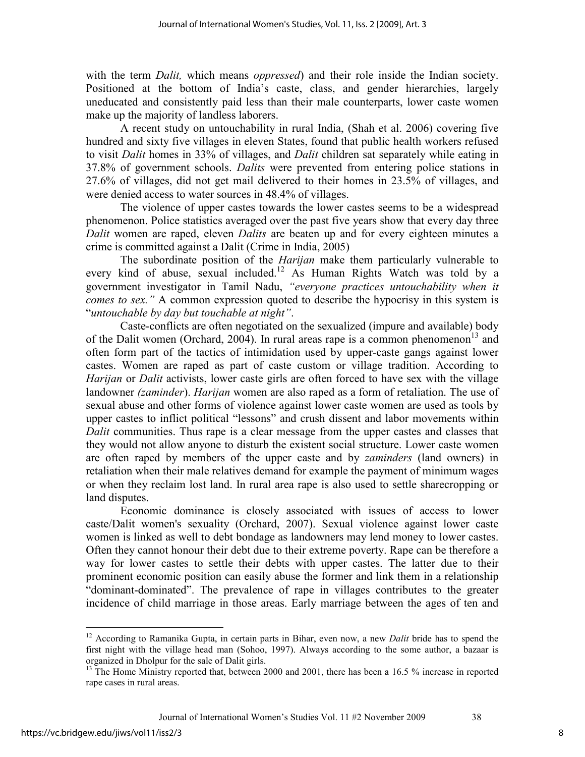with the term *Dalit,* which means *oppressed*) and their role inside the Indian society. Positioned at the bottom of India's caste, class, and gender hierarchies, largely uneducated and consistently paid less than their male counterparts, lower caste women make up the majority of landless laborers.

A recent study on untouchability in rural India, (Shah et al. 2006) covering five hundred and sixty five villages in eleven States, found that public health workers refused to visit *Dalit* homes in 33% of villages, and *Dalit* children sat separately while eating in 37.8% of government schools. *Dalits* were prevented from entering police stations in 27.6% of villages, did not get mail delivered to their homes in 23.5% of villages, and were denied access to water sources in 48.4% of villages.

The violence of upper castes towards the lower castes seems to be a widespread phenomenon. Police statistics averaged over the past five years show that every day three *Dalit* women are raped, eleven *Dalits* are beaten up and for every eighteen minutes a crime is committed against a Dalit (Crime in India, 2005)

The subordinate position of the *Harijan* make them particularly vulnerable to every kind of abuse, sexual included.[12] As Human Rights Watch was told by a government investigator in Tamil Nadu, *"everyone practices untouchability when it comes to sex."* A common expression quoted to describe the hypocrisy in this system is "*untouchable by day but touchable at night"*.

Caste-conflicts are often negotiated on the sexualized (impure and available) body of the Dalit women (Orchard, 2004). In rural areas rape is a common phenomenon[13] and often form part of the tactics of intimidation used by upper-caste gangs against lower castes. Women are raped as part of caste custom or village tradition. According to *Harijan* or *Dalit* activists, lower caste girls are often forced to have sex with the village landowner *(zaminder*). *Harijan* women are also raped as a form of retaliation. The use of sexual abuse and other forms of violence against lower caste women are used as tools by upper castes to inflict political "lessons" and crush dissent and labor movements within *Dalit* communities. Thus rape is a clear message from the upper castes and classes that they would not allow anyone to disturb the existent social structure. Lower caste women are often raped by members of the upper caste and by *zaminders* (land owners) in retaliation when their male relatives demand for example the payment of minimum wages or when they reclaim lost land. In rural area rape is also used to settle sharecropping or land disputes.

Economic dominance is closely associated with issues of access to lower caste/Dalit women's sexuality (Orchard, 2007). Sexual violence against lower caste women is linked as well to debt bondage as landowners may lend money to lower castes. Often they cannot honour their debt due to their extreme poverty. Rape can be therefore a way for lower castes to settle their debts with upper castes. The latter due to their prominent economic position can easily abuse the former and link them in a relationship "dominant-dominated". The prevalence of rape in villages contributes to the greater incidence of child marriage in those areas. Early marriage between the ages of ten and

---

[12] According to Ramanika Gupta, in certain parts in Bihar, even now, a new *Dalit* bride has to spend the first night with the village head man (Sohoo, 1997). Always according to the some author, a bazaar is organized in Dholpur for the sale of Dalit girls.

[13] The Home Ministry reported that, between 2000 and 2001, there has been a 16.5 % increase in reported rape cases in rural areas.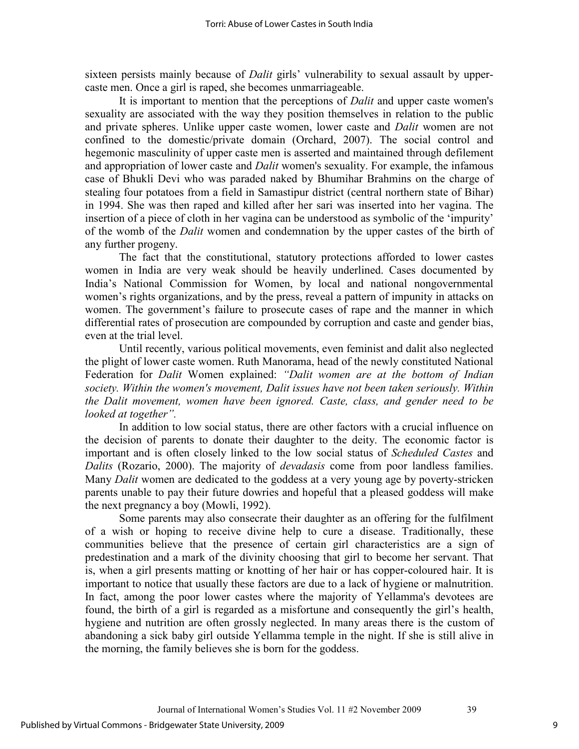sixteen persists mainly because of *Dalit* girls' vulnerability to sexual assault by upper-caste men. Once a girl is raped, she becomes unmarriageable.

It is important to mention that the perceptions of *Dalit* and upper caste women's sexuality are associated with the way they position themselves in relation to the public and private spheres. Unlike upper caste women, lower caste and *Dalit* women are not confined to the domestic/private domain (Orchard, 2007). The social control and hegemonic masculinity of upper caste men is asserted and maintained through defilement and appropriation of lower caste and *Dalit* women's sexuality. For example, the infamous case of Bhukli Devi who was paraded naked by Bhumihar Brahmins on the charge of stealing four potatoes from a field in Samastipur district (central northern state of Bihar) in 1994. She was then raped and killed after her sari was inserted into her vagina. The insertion of a piece of cloth in her vagina can be understood as symbolic of the 'impurity' of the womb of the *Dalit* women and condemnation by the upper castes of the birth of any further progeny.

The fact that the constitutional, statutory protections afforded to lower castes women in India are very weak should be heavily underlined. Cases documented by India's National Commission for Women, by local and national nongovernmental women's rights organizations, and by the press, reveal a pattern of impunity in attacks on women. The government's failure to prosecute cases of rape and the manner in which differential rates of prosecution are compounded by corruption and caste and gender bias, even at the trial level.

Until recently, various political movements, even feminist and dalit also neglected the plight of lower caste women. Ruth Manorama, head of the newly constituted National Federation for *Dalit* Women explained: *"Dalit women are at the bottom of Indian society. Within the women's movement, Dalit issues have not been taken seriously. Within the Dalit movement, women have been ignored. Caste, class, and gender need to be looked at together"*.

In addition to low social status, there are other factors with a crucial influence on the decision of parents to donate their daughter to the deity. The economic factor is important and is often closely linked to the low social status of *Scheduled Castes* and *Dalits* (Rozario, 2000). The majority of *devadasis* come from poor landless families. Many *Dalit* women are dedicated to the goddess at a very young age by poverty-stricken parents unable to pay their future dowries and hopeful that a pleased goddess will make the next pregnancy a boy (Mowli, 1992).

Some parents may also consecrate their daughter as an offering for the fulfilment of a wish or hoping to receive divine help to cure a disease. Traditionally, these communities believe that the presence of certain girl characteristics are a sign of predestination and a mark of the divinity choosing that girl to become her servant. That is, when a girl presents matting or knotting of her hair or has copper-coloured hair. It is important to notice that usually these factors are due to a lack of hygiene or malnutrition. In fact, among the poor lower castes where the majority of Yellamma's devotees are found, the birth of a girl is regarded as a misfortune and consequently the girl's health, hygiene and nutrition are often grossly neglected. In many areas there is the custom of abandoning a sick baby girl outside Yellamma temple in the night. If she is still alive in the morning, the family believes she is born for the goddess.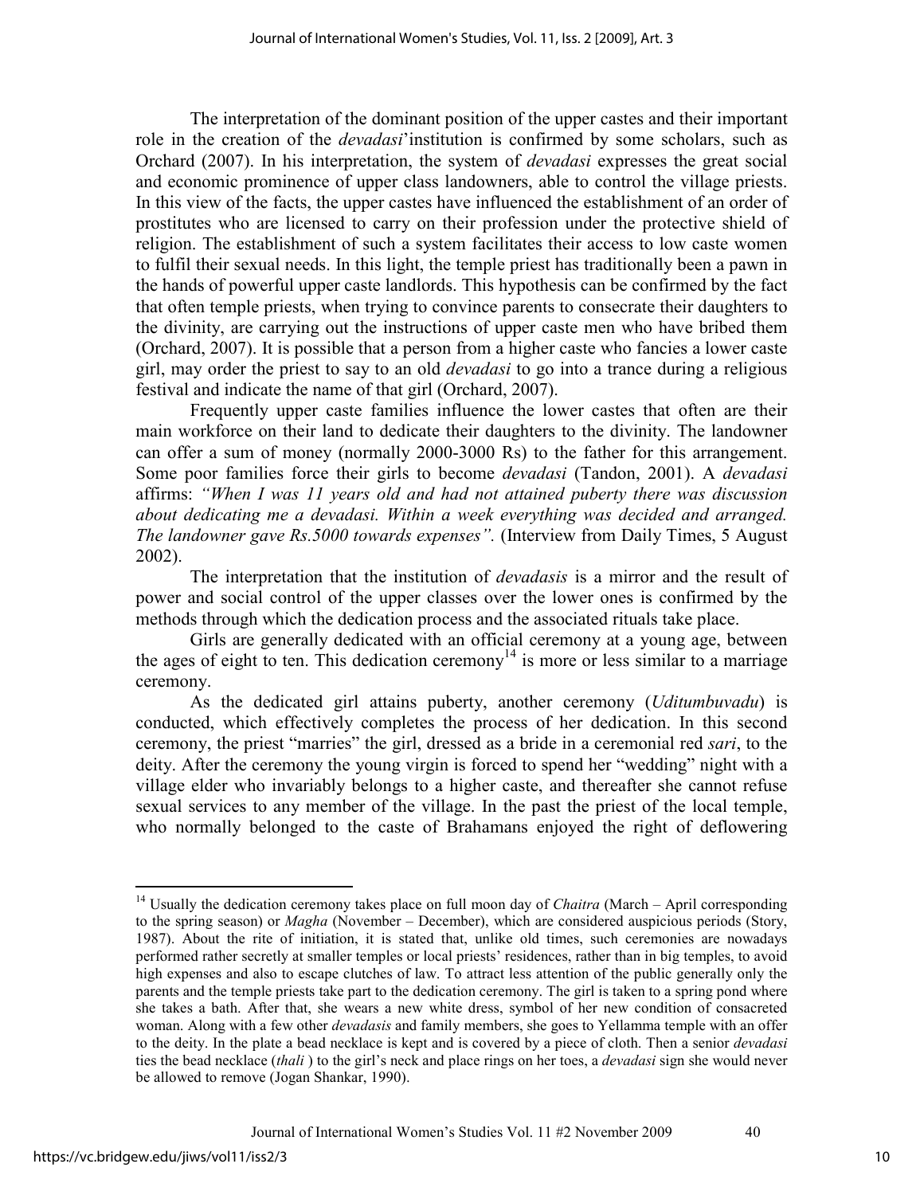The interpretation of the dominant position of the upper castes and their important role in the creation of the *devadasi*'institution is confirmed by some scholars, such as Orchard (2007). In his interpretation, the system of *devadasi* expresses the great social and economic prominence of upper class landowners, able to control the village priests. In this view of the facts, the upper castes have influenced the establishment of an order of prostitutes who are licensed to carry on their profession under the protective shield of religion. The establishment of such a system facilitates their access to low caste women to fulfil their sexual needs. In this light, the temple priest has traditionally been a pawn in the hands of powerful upper caste landlords. This hypothesis can be confirmed by the fact that often temple priests, when trying to convince parents to consecrate their daughters to the divinity, are carrying out the instructions of upper caste men who have bribed them (Orchard, 2007). It is possible that a person from a higher caste who fancies a lower caste girl, may order the priest to say to an old *devadasi* to go into a trance during a religious festival and indicate the name of that girl (Orchard, 2007).

Frequently upper caste families influence the lower castes that often are their main workforce on their land to dedicate their daughters to the divinity. The landowner can offer a sum of money (normally 2000-3000 Rs) to the father for this arrangement. Some poor families force their girls to become *devadasi* (Tandon, 2001). A *devadasi* affirms: *"When I was 11 years old and had not attained puberty there was discussion about dedicating me a devadasi. Within a week everything was decided and arranged. The landowner gave Rs.5000 towards expenses".* (Interview from Daily Times, 5 August 2002).

The interpretation that the institution of *devadasis* is a mirror and the result of power and social control of the upper classes over the lower ones is confirmed by the methods through which the dedication process and the associated rituals take place.

Girls are generally dedicated with an official ceremony at a young age, between the ages of eight to ten. This dedication ceremony[14] is more or less similar to a marriage ceremony.

As the dedicated girl attains puberty, another ceremony (*Uditumbuvadu*) is conducted, which effectively completes the process of her dedication. In this second ceremony, the priest "marries" the girl, dressed as a bride in a ceremonial red *sari*, to the deity. After the ceremony the young virgin is forced to spend her "wedding" night with a village elder who invariably belongs to a higher caste, and thereafter she cannot refuse sexual services to any member of the village. In the past the priest of the local temple, who normally belonged to the caste of Brahamans enjoyed the right of deflowering

[14] Usually the dedication ceremony takes place on full moon day of *Chaitra* (March – April corresponding to the spring season) or *Magha* (November – December), which are considered auspicious periods (Story, 1987). About the rite of initiation, it is stated that, unlike old times, such ceremonies are nowadays performed rather secretly at smaller temples or local priests' residences, rather than in big temples, to avoid high expenses and also to escape clutches of law. To attract less attention of the public generally only the parents and the temple priests take part to the dedication ceremony. The girl is taken to a spring pond where she takes a bath. After that, she wears a new white dress, symbol of her new condition of consacreted woman. Along with a few other *devadasis* and family members, she goes to Yellamma temple with an offer to the deity. In the plate a bead necklace is kept and is covered by a piece of cloth. Then a senior *devadasi* ties the bead necklace (*thali* ) to the girl's neck and place rings on her toes, a *devadasi* sign she would never be allowed to remove (Jogan Shankar, 1990).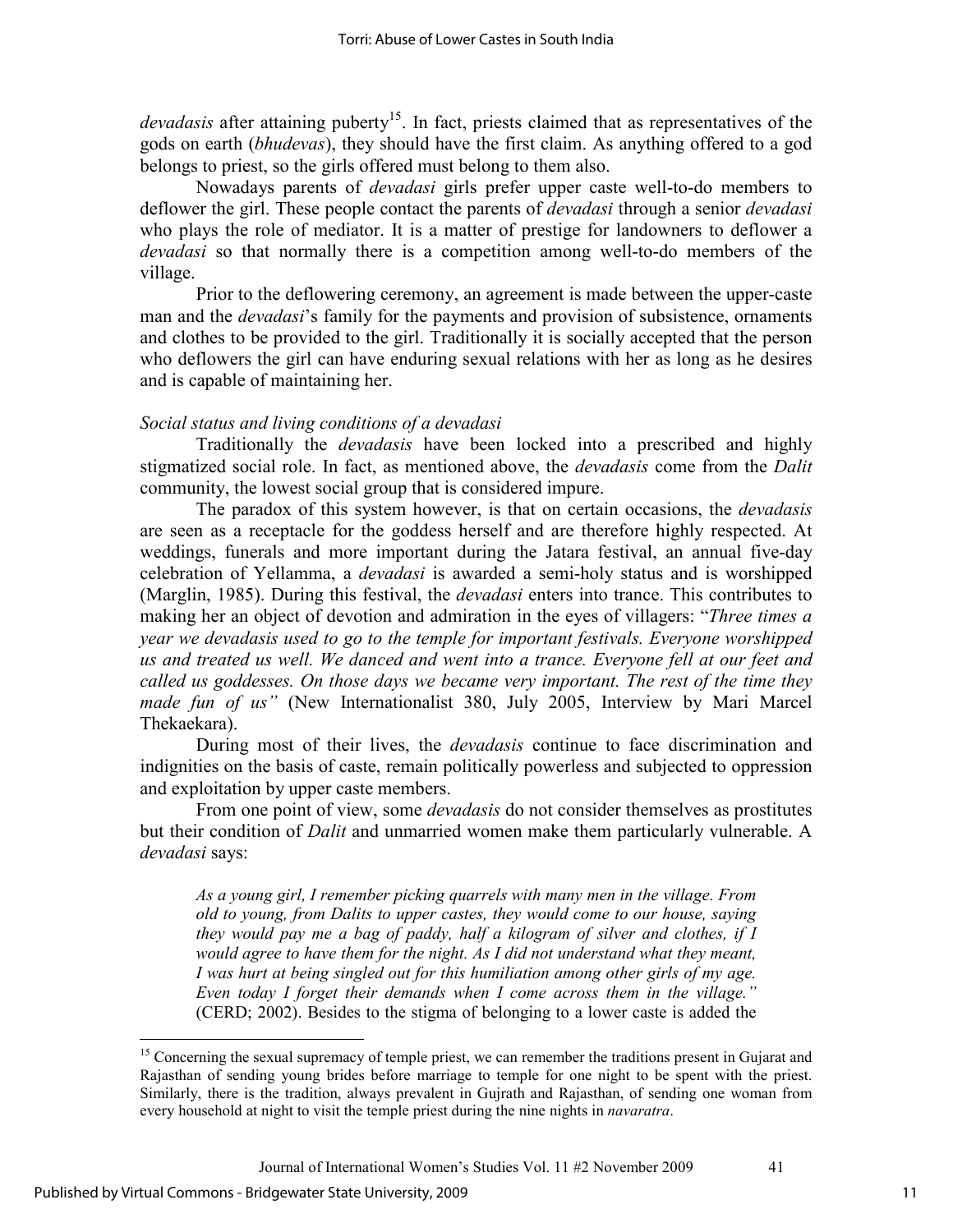*devadasis* after attaining puberty[15]. In fact, priests claimed that as representatives of the gods on earth (*bhudevas*), they should have the first claim. As anything offered to a god belongs to priest, so the girls offered must belong to them also.

Nowadays parents of *devadasi* girls prefer upper caste well-to-do members to deflower the girl. These people contact the parents of *devadasi* through a senior *devadasi* who plays the role of mediator. It is a matter of prestige for landowners to deflower a *devadasi* so that normally there is a competition among well-to-do members of the village.

Prior to the deflowering ceremony, an agreement is made between the upper-caste man and the *devadasi*'s family for the payments and provision of subsistence, ornaments and clothes to be provided to the girl. Traditionally it is socially accepted that the person who deflowers the girl can have enduring sexual relations with her as long as he desires and is capable of maintaining her.

*Social status and living conditions of a devadasi*

Traditionally the *devadasis* have been locked into a prescribed and highly stigmatized social role. In fact, as mentioned above, the *devadasis* come from the *Dalit* community, the lowest social group that is considered impure.

The paradox of this system however, is that on certain occasions, the *devadasis* are seen as a receptacle for the goddess herself and are therefore highly respected. At weddings, funerals and more important during the Jatara festival, an annual five-day celebration of Yellamma, a *devadasi* is awarded a semi-holy status and is worshipped (Marglin, 1985). During this festival, the *devadasi* enters into trance. This contributes to making her an object of devotion and admiration in the eyes of villagers: "*Three times a year we devadasis used to go to the temple for important festivals. Everyone worshipped us and treated us well. We danced and went into a trance. Everyone fell at our feet and called us goddesses. On those days we became very important. The rest of the time they made fun of us"* (New Internationalist 380, July 2005, Interview by Mari Marcel Thekaekara).

During most of their lives, the *devadasis* continue to face discrimination and indignities on the basis of caste, remain politically powerless and subjected to oppression and exploitation by upper caste members.

From one point of view, some *devadasis* do not consider themselves as prostitutes but their condition of *Dalit* and unmarried women make them particularly vulnerable. A *devadasi* says:

> *As a young girl, I remember picking quarrels with many men in the village. From old to young, from Dalits to upper castes, they would come to our house, saying they would pay me a bag of paddy, half a kilogram of silver and clothes, if I would agree to have them for the night. As I did not understand what they meant, I was hurt at being singled out for this humiliation among other girls of my age. Even today I forget their demands when I come across them in the village."* (CERD; 2002). Besides to the stigma of belonging to a lower caste is added the

---

[15] Concerning the sexual supremacy of temple priest, we can remember the traditions present in Gujarat and Rajasthan of sending young brides before marriage to temple for one night to be spent with the priest. Similarly, there is the tradition, always prevalent in Gujrath and Rajasthan, of sending one woman from every household at night to visit the temple priest during the nine nights in *navaratra*.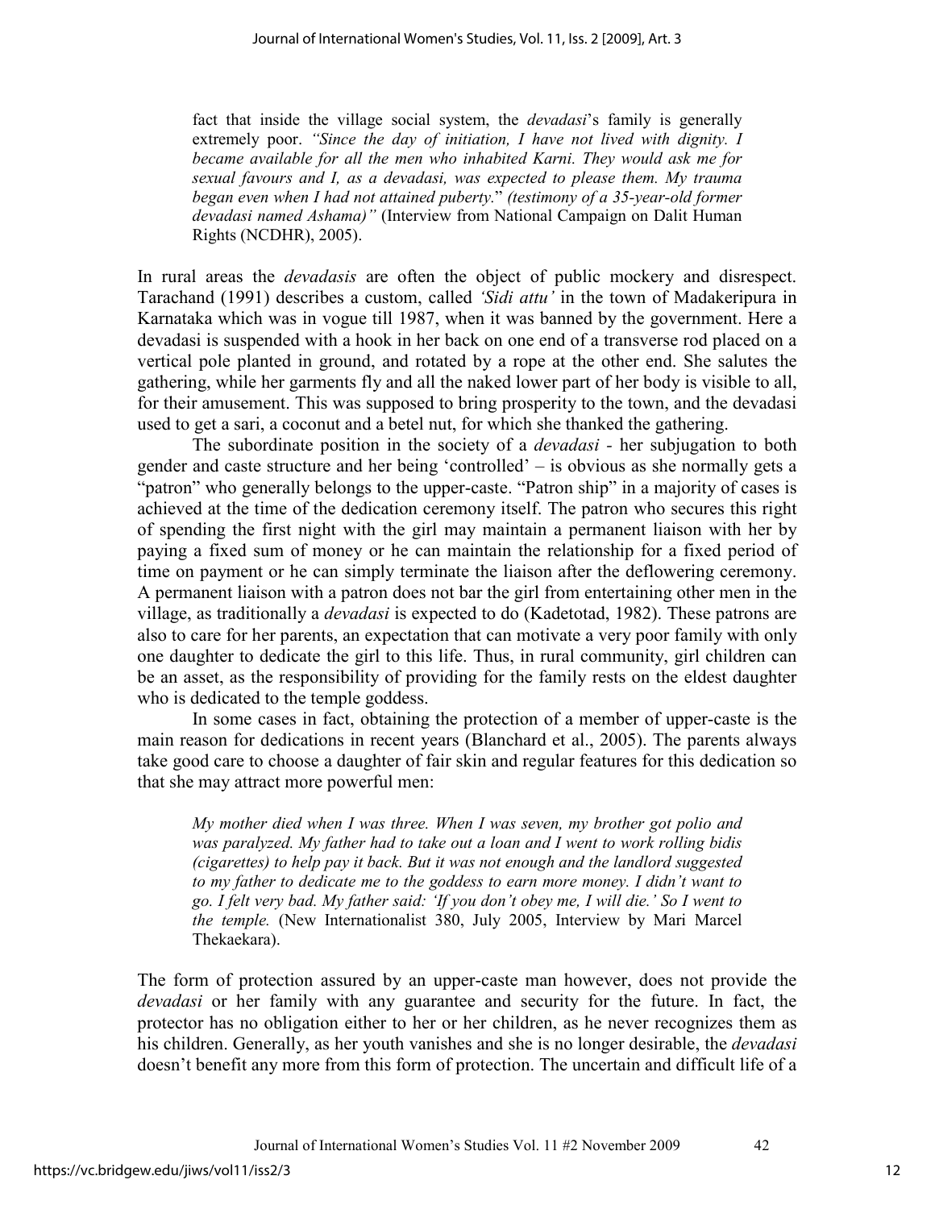fact that inside the village social system, the *devadasi*'s family is generally extremely poor. *"Since the day of initiation, I have not lived with dignity. I became available for all the men who inhabited Karni. They would ask me for sexual favours and I, as a devadasi, was expected to please them. My trauma began even when I had not attained puberty.*" *(testimony of a 35-year-old former devadasi named Ashama)"* (Interview from National Campaign on Dalit Human Rights (NCDHR), 2005).

In rural areas the *devadasis* are often the object of public mockery and disrespect. Tarachand (1991) describes a custom, called *'Sidi attu'* in the town of Madakeripura in Karnataka which was in vogue till 1987, when it was banned by the government. Here a devadasi is suspended with a hook in her back on one end of a transverse rod placed on a vertical pole planted in ground, and rotated by a rope at the other end. She salutes the gathering, while her garments fly and all the naked lower part of her body is visible to all, for their amusement. This was supposed to bring prosperity to the town, and the devadasi used to get a sari, a coconut and a betel nut, for which she thanked the gathering.

The subordinate position in the society of a *devadasi* - her subjugation to both gender and caste structure and her being 'controlled' – is obvious as she normally gets a "patron" who generally belongs to the upper-caste. "Patron ship" in a majority of cases is achieved at the time of the dedication ceremony itself. The patron who secures this right of spending the first night with the girl may maintain a permanent liaison with her by paying a fixed sum of money or he can maintain the relationship for a fixed period of time on payment or he can simply terminate the liaison after the deflowering ceremony. A permanent liaison with a patron does not bar the girl from entertaining other men in the village, as traditionally a *devadasi* is expected to do (Kadetotad, 1982). These patrons are also to care for her parents, an expectation that can motivate a very poor family with only one daughter to dedicate the girl to this life. Thus, in rural community, girl children can be an asset, as the responsibility of providing for the family rests on the eldest daughter who is dedicated to the temple goddess.

In some cases in fact, obtaining the protection of a member of upper-caste is the main reason for dedications in recent years (Blanchard et al., 2005). The parents always take good care to choose a daughter of fair skin and regular features for this dedication so that she may attract more powerful men:

> *My mother died when I was three. When I was seven, my brother got polio and was paralyzed. My father had to take out a loan and I went to work rolling bidis (cigarettes) to help pay it back. But it was not enough and the landlord suggested to my father to dedicate me to the goddess to earn more money. I didn't want to go. I felt very bad. My father said: 'If you don't obey me, I will die.' So I went to the temple.* (New Internationalist 380, July 2005, Interview by Mari Marcel Thekaekara).

The form of protection assured by an upper-caste man however, does not provide the *devadasi* or her family with any guarantee and security for the future. In fact, the protector has no obligation either to her or her children, as he never recognizes them as his children. Generally, as her youth vanishes and she is no longer desirable, the *devadasi* doesn't benefit any more from this form of protection. The uncertain and difficult life of a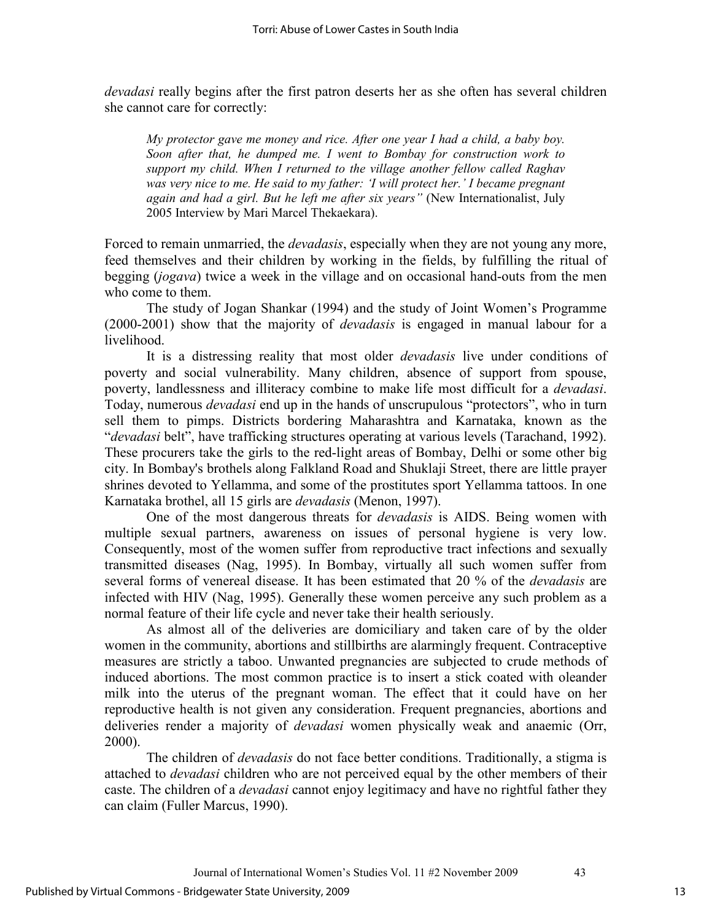*devadasi* really begins after the first patron deserts her as she often has several children she cannot care for correctly:

> *My protector gave me money and rice. After one year I had a child, a baby boy. Soon after that, he dumped me. I went to Bombay for construction work to support my child. When I returned to the village another fellow called Raghav was very nice to me. He said to my father: 'I will protect her.' I became pregnant again and had a girl. But he left me after six years"* (New Internationalist, July 2005 Interview by Mari Marcel Thekaekara).

Forced to remain unmarried, the *devadasis*, especially when they are not young any more, feed themselves and their children by working in the fields, by fulfilling the ritual of begging (*jogava*) twice a week in the village and on occasional hand-outs from the men who come to them.

The study of Jogan Shankar (1994) and the study of Joint Women's Programme (2000-2001) show that the majority of *devadasis* is engaged in manual labour for a livelihood.

It is a distressing reality that most older *devadasis* live under conditions of poverty and social vulnerability. Many children, absence of support from spouse, poverty, landlessness and illiteracy combine to make life most difficult for a *devadasi*. Today, numerous *devadasi* end up in the hands of unscrupulous "protectors", who in turn sell them to pimps. Districts bordering Maharashtra and Karnataka, known as the "*devadasi* belt", have trafficking structures operating at various levels (Tarachand, 1992). These procurers take the girls to the red-light areas of Bombay, Delhi or some other big city. In Bombay's brothels along Falkland Road and Shuklaji Street, there are little prayer shrines devoted to Yellamma, and some of the prostitutes sport Yellamma tattoos. In one Karnataka brothel, all 15 girls are *devadasis* (Menon, 1997).

One of the most dangerous threats for *devadasis* is AIDS. Being women with multiple sexual partners, awareness on issues of personal hygiene is very low. Consequently, most of the women suffer from reproductive tract infections and sexually transmitted diseases (Nag, 1995). In Bombay, virtually all such women suffer from several forms of venereal disease. It has been estimated that 20 % of the *devadasis* are infected with HIV (Nag, 1995). Generally these women perceive any such problem as a normal feature of their life cycle and never take their health seriously.

As almost all of the deliveries are domiciliary and taken care of by the older women in the community, abortions and stillbirths are alarmingly frequent. Contraceptive measures are strictly a taboo. Unwanted pregnancies are subjected to crude methods of induced abortions. The most common practice is to insert a stick coated with oleander milk into the uterus of the pregnant woman. The effect that it could have on her reproductive health is not given any consideration. Frequent pregnancies, abortions and deliveries render a majority of *devadasi* women physically weak and anaemic (Orr, 2000).

The children of *devadasis* do not face better conditions. Traditionally, a stigma is attached to *devadasi* children who are not perceived equal by the other members of their caste. The children of a *devadasi* cannot enjoy legitimacy and have no rightful father they can claim (Fuller Marcus, 1990).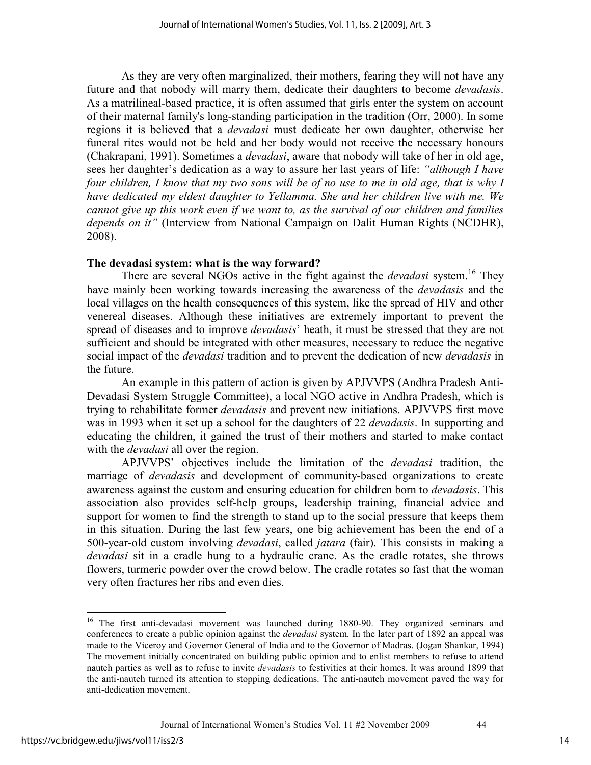As they are very often marginalized, their mothers, fearing they will not have any future and that nobody will marry them, dedicate their daughters to become *devadasis*. As a matrilineal-based practice, it is often assumed that girls enter the system on account of their maternal family's long-standing participation in the tradition (Orr, 2000). In some regions it is believed that a *devadasi* must dedicate her own daughter, otherwise her funeral rites would not be held and her body would not receive the necessary honours (Chakrapani, 1991). Sometimes a *devadasi*, aware that nobody will take of her in old age, sees her daughter's dedication as a way to assure her last years of life: *"although I have four children, I know that my two sons will be of no use to me in old age, that is why I have dedicated my eldest daughter to Yellamma. She and her children live with me. We cannot give up this work even if we want to, as the survival of our children and families depends on it"* (Interview from National Campaign on Dalit Human Rights (NCDHR), 2008).

**The devadasi system: what is the way forward?**

There are several NGOs active in the fight against the *devadasi* system.[16] They have mainly been working towards increasing the awareness of the *devadasis* and the local villages on the health consequences of this system, like the spread of HIV and other venereal diseases. Although these initiatives are extremely important to prevent the spread of diseases and to improve *devadasis*' heath, it must be stressed that they are not sufficient and should be integrated with other measures, necessary to reduce the negative social impact of the *devadasi* tradition and to prevent the dedication of new *devadasis* in the future.

An example in this pattern of action is given by APJVVPS (Andhra Pradesh Anti-Devadasi System Struggle Committee), a local NGO active in Andhra Pradesh, which is trying to rehabilitate former *devadasis* and prevent new initiations. APJVVPS first move was in 1993 when it set up a school for the daughters of 22 *devadasis*. In supporting and educating the children, it gained the trust of their mothers and started to make contact with the *devadasi* all over the region.

APJVVPS' objectives include the limitation of the *devadasi* tradition, the marriage of *devadasis* and development of community-based organizations to create awareness against the custom and ensuring education for children born to *devadasis*. This association also provides self-help groups, leadership training, financial advice and support for women to find the strength to stand up to the social pressure that keeps them in this situation. During the last few years, one big achievement has been the end of a 500-year-old custom involving *devadasi*, called *jatara* (fair). This consists in making a *devadasi* sit in a cradle hung to a hydraulic crane. As the cradle rotates, she throws flowers, turmeric powder over the crowd below. The cradle rotates so fast that the woman very often fractures her ribs and even dies.

---

[16] The first anti-devadasi movement was launched during 1880-90. They organized seminars and conferences to create a public opinion against the *devadasi* system. In the later part of 1892 an appeal was made to the Viceroy and Governor General of India and to the Governor of Madras. (Jogan Shankar, 1994) The movement initially concentrated on building public opinion and to enlist members to refuse to attend nautch parties as well as to refuse to invite *devadasis* to festivities at their homes. It was around 1899 that the anti-nautch turned its attention to stopping dedications. The anti-nautch movement paved the way for anti-dedication movement.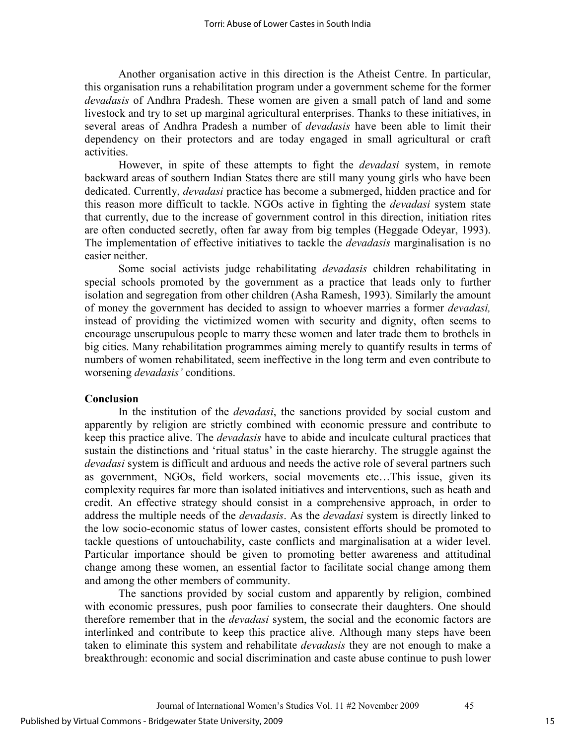Another organisation active in this direction is the Atheist Centre. In particular, this organisation runs a rehabilitation program under a government scheme for the former *devadasis* of Andhra Pradesh. These women are given a small patch of land and some livestock and try to set up marginal agricultural enterprises. Thanks to these initiatives, in several areas of Andhra Pradesh a number of *devadasis* have been able to limit their dependency on their protectors and are today engaged in small agricultural or craft activities.

However, in spite of these attempts to fight the *devadasi* system, in remote backward areas of southern Indian States there are still many young girls who have been dedicated. Currently, *devadasi* practice has become a submerged, hidden practice and for this reason more difficult to tackle. NGOs active in fighting the *devadasi* system state that currently, due to the increase of government control in this direction, initiation rites are often conducted secretly, often far away from big temples (Heggade Odeyar, 1993). The implementation of effective initiatives to tackle the *devadasis* marginalisation is no easier neither.

Some social activists judge rehabilitating *devadasis* children rehabilitating in special schools promoted by the government as a practice that leads only to further isolation and segregation from other children (Asha Ramesh, 1993). Similarly the amount of money the government has decided to assign to whoever marries a former *devadasi,* instead of providing the victimized women with security and dignity, often seems to encourage unscrupulous people to marry these women and later trade them to brothels in big cities. Many rehabilitation programmes aiming merely to quantify results in terms of numbers of women rehabilitated, seem ineffective in the long term and even contribute to worsening *devadasis'* conditions.

## Conclusion

In the institution of the *devadasi*, the sanctions provided by social custom and apparently by religion are strictly combined with economic pressure and contribute to keep this practice alive. The *devadasis* have to abide and inculcate cultural practices that sustain the distinctions and 'ritual status' in the caste hierarchy. The struggle against the *devadasi* system is difficult and arduous and needs the active role of several partners such as government, NGOs, field workers, social movements etc…This issue, given its complexity requires far more than isolated initiatives and interventions, such as heath and credit. An effective strategy should consist in a comprehensive approach, in order to address the multiple needs of the *devadasis*. As the *devadasi* system is directly linked to the low socio-economic status of lower castes, consistent efforts should be promoted to tackle questions of untouchability, caste conflicts and marginalisation at a wider level. Particular importance should be given to promoting better awareness and attitudinal change among these women, an essential factor to facilitate social change among them and among the other members of community.

The sanctions provided by social custom and apparently by religion, combined with economic pressures, push poor families to consecrate their daughters. One should therefore remember that in the *devadasi* system, the social and the economic factors are interlinked and contribute to keep this practice alive. Although many steps have been taken to eliminate this system and rehabilitate *devadasis* they are not enough to make a breakthrough: economic and social discrimination and caste abuse continue to push lower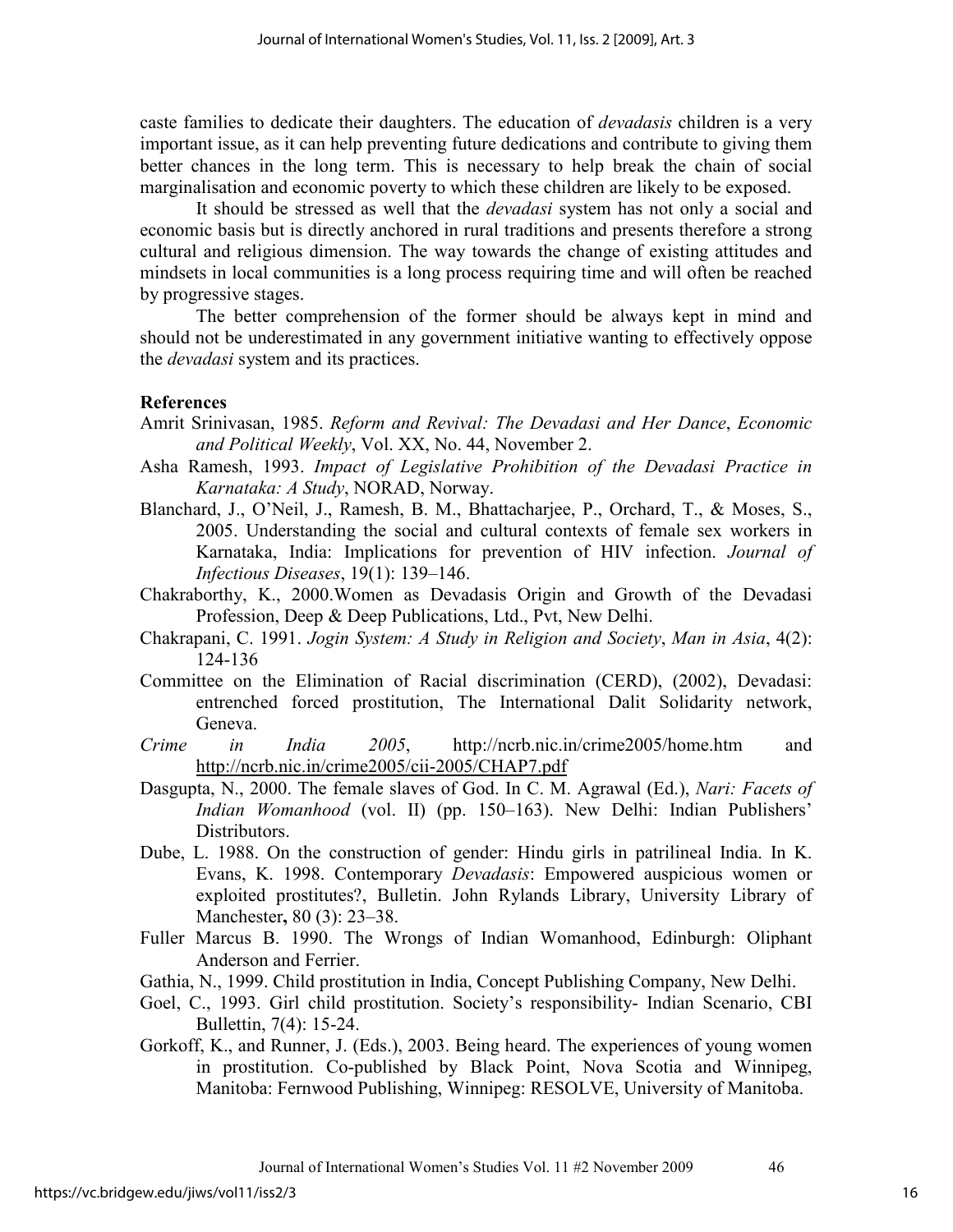caste families to dedicate their daughters. The education of *devadasis* children is a very important issue, as it can help preventing future dedications and contribute to giving them better chances in the long term. This is necessary to help break the chain of social marginalisation and economic poverty to which these children are likely to be exposed.

It should be stressed as well that the *devadasi* system has not only a social and economic basis but is directly anchored in rural traditions and presents therefore a strong cultural and religious dimension. The way towards the change of existing attitudes and mindsets in local communities is a long process requiring time and will often be reached by progressive stages.

The better comprehension of the former should be always kept in mind and should not be underestimated in any government initiative wanting to effectively oppose the *devadasi* system and its practices.

## References

Amrit Srinivasan, 1985. *Reform and Revival: The Devadasi and Her Dance*, *Economic and Political Weekly*, Vol. XX, No. 44, November 2.

Asha Ramesh, 1993. *Impact of Legislative Prohibition of the Devadasi Practice in Karnataka: A Study*, NORAD, Norway.

Blanchard, J., O'Neil, J., Ramesh, B. M., Bhattacharjee, P., Orchard, T., & Moses, S., 2005. Understanding the social and cultural contexts of female sex workers in Karnataka, India: Implications for prevention of HIV infection. *Journal of Infectious Diseases*, 19(1): 139–146.

Chakraborthy, K., 2000.Women as Devadasis Origin and Growth of the Devadasi Profession, Deep & Deep Publications, Ltd., Pvt, New Delhi.

Chakrapani, C. 1991. *Jogin System: A Study in Religion and Society*, *Man in Asia*, 4(2): 124-136

Committee on the Elimination of Racial discrimination (CERD), (2002), Devadasi: entrenched forced prostitution, The International Dalit Solidarity network, Geneva.

*Crime in India 2005*, http://ncrb.nic.in/crime2005/home.htm and http://ncrb.nic.in/crime2005/cii-2005/CHAP7.pdf

Dasgupta, N., 2000. The female slaves of God. In C. M. Agrawal (Ed.), *Nari: Facets of Indian Womanhood* (vol. II) (pp. 150–163). New Delhi: Indian Publishers' Distributors.

Dube, L. 1988. On the construction of gender: Hindu girls in patrilineal India. In K. Evans, K. 1998. Contemporary *Devadasis*: Empowered auspicious women or exploited prostitutes?, Bulletin. John Rylands Library, University Library of Manchester**,** 80 (3): 23–38.

Fuller Marcus B. 1990. The Wrongs of Indian Womanhood, Edinburgh: Oliphant Anderson and Ferrier.

Gathia, N., 1999. Child prostitution in India, Concept Publishing Company, New Delhi.

Goel, C., 1993. Girl child prostitution. Society's responsibility- Indian Scenario, CBI Bullettin, 7(4): 15-24.

Gorkoff, K., and Runner, J. (Eds.), 2003. Being heard. The experiences of young women in prostitution. Co-published by Black Point, Nova Scotia and Winnipeg, Manitoba: Fernwood Publishing, Winnipeg: RESOLVE, University of Manitoba.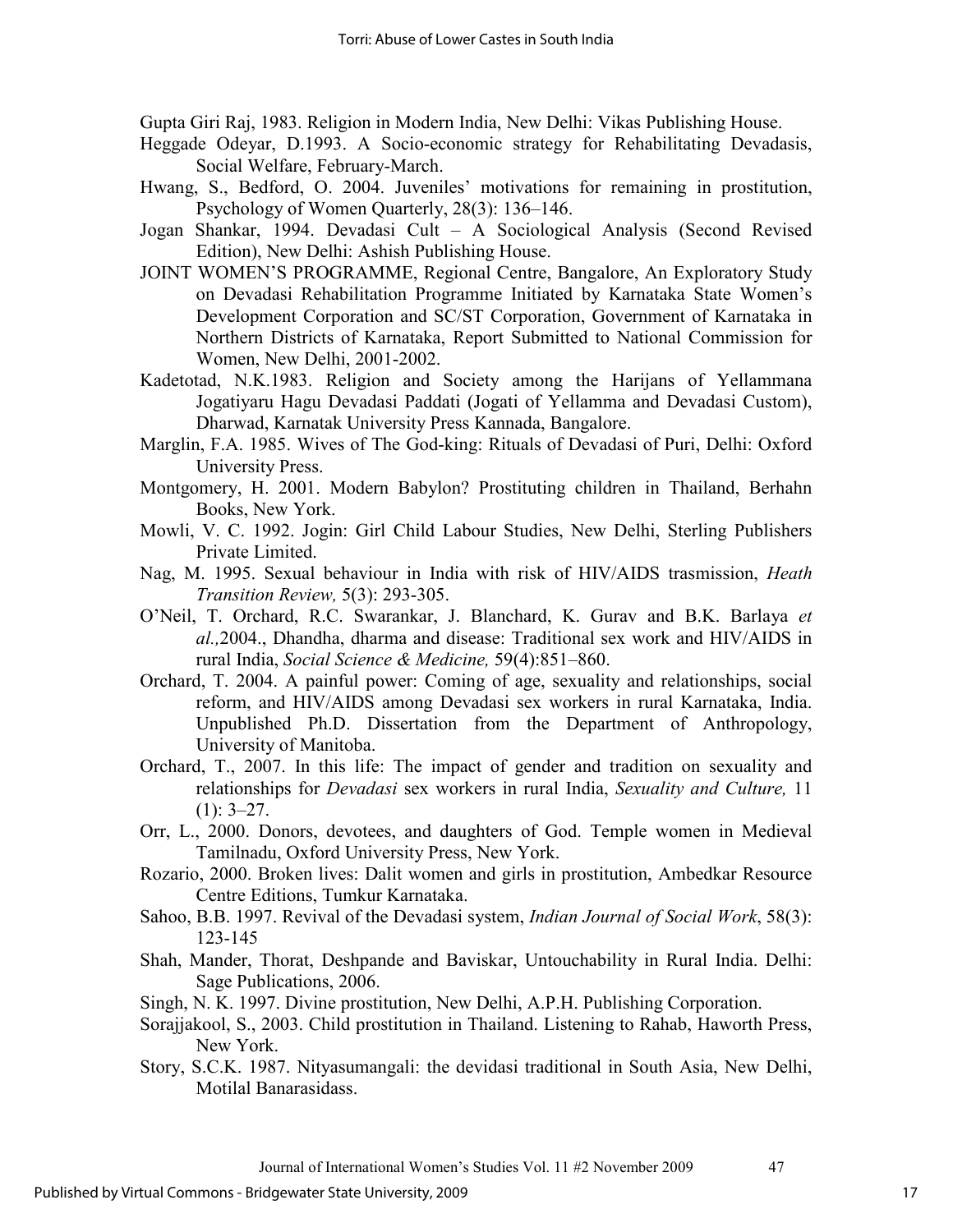Gupta Giri Raj, 1983. Religion in Modern India, New Delhi: Vikas Publishing House.

Heggade Odeyar, D.1993. A Socio-economic strategy for Rehabilitating Devadasis, Social Welfare, February-March.

Hwang, S., Bedford, O. 2004. Juveniles' motivations for remaining in prostitution, Psychology of Women Quarterly, 28(3): 136–146.

Jogan Shankar, 1994. Devadasi Cult – A Sociological Analysis (Second Revised Edition), New Delhi: Ashish Publishing House.

JOINT WOMEN'S PROGRAMME, Regional Centre, Bangalore, An Exploratory Study on Devadasi Rehabilitation Programme Initiated by Karnataka State Women's Development Corporation and SC/ST Corporation, Government of Karnataka in Northern Districts of Karnataka, Report Submitted to National Commission for Women, New Delhi, 2001-2002.

Kadetotad, N.K.1983. Religion and Society among the Harijans of Yellammana Jogatiyaru Hagu Devadasi Paddati (Jogati of Yellamma and Devadasi Custom), Dharwad, Karnatak University Press Kannada, Bangalore.

Marglin, F.A. 1985. Wives of The God-king: Rituals of Devadasi of Puri, Delhi: Oxford University Press.

Montgomery, H. 2001. Modern Babylon? Prostituting children in Thailand, Berhahn Books, New York.

Mowli, V. C. 1992. Jogin: Girl Child Labour Studies, New Delhi, Sterling Publishers Private Limited.

Nag, M. 1995. Sexual behaviour in India with risk of HIV/AIDS trasmission, *Heath Transition Review,* 5(3): 293-305.

O'Neil, T. Orchard, R.C. Swarankar, J. Blanchard, K. Gurav and B.K. Barlaya *et al.,*2004., Dhandha, dharma and disease: Traditional sex work and HIV/AIDS in rural India, *Social Science & Medicine,* 59(4):851–860.

Orchard, T. 2004. A painful power: Coming of age, sexuality and relationships, social reform, and HIV/AIDS among Devadasi sex workers in rural Karnataka, India. Unpublished Ph.D. Dissertation from the Department of Anthropology, University of Manitoba.

Orchard, T., 2007. In this life: The impact of gender and tradition on sexuality and relationships for *Devadasi* sex workers in rural India, *Sexuality and Culture,* 11 (1): 3–27.

Orr, L., 2000. Donors, devotees, and daughters of God. Temple women in Medieval Tamilnadu, Oxford University Press, New York.

Rozario, 2000. Broken lives: Dalit women and girls in prostitution, Ambedkar Resource Centre Editions, Tumkur Karnataka.

Sahoo, B.B. 1997. Revival of the Devadasi system, *Indian Journal of Social Work*, 58(3): 123-145

Shah, Mander, Thorat, Deshpande and Baviskar, Untouchability in Rural India. Delhi: Sage Publications, 2006.

Singh, N. K. 1997. Divine prostitution, New Delhi, A.P.H. Publishing Corporation.

Sorajjakool, S., 2003. Child prostitution in Thailand. Listening to Rahab, Haworth Press, New York.

Story, S.C.K. 1987. Nityasumangali: the devidasi traditional in South Asia, New Delhi, Motilal Banarasidass.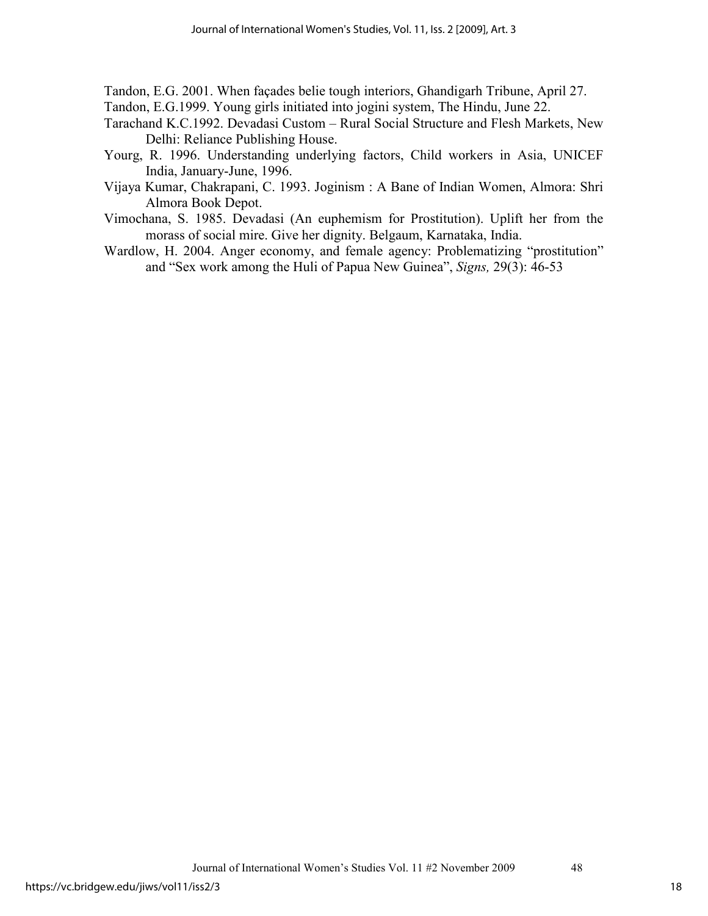Tandon, E.G. 2001. When façades belie tough interiors, Ghandigarh Tribune, April 27.

Tandon, E.G.1999. Young girls initiated into jogini system, The Hindu, June 22.

Tarachand K.C.1992. Devadasi Custom – Rural Social Structure and Flesh Markets, New Delhi: Reliance Publishing House.

Yourg, R. 1996. Understanding underlying factors, Child workers in Asia, UNICEF India, January-June, 1996.

Vijaya Kumar, Chakrapani, C. 1993. Joginism : A Bane of Indian Women, Almora: Shri Almora Book Depot.

Vimochana, S. 1985. Devadasi (An euphemism for Prostitution). Uplift her from the morass of social mire. Give her dignity. Belgaum, Karnataka, India.

Wardlow, H. 2004. Anger economy, and female agency: Problematizing "prostitution" and "Sex work among the Huli of Papua New Guinea", *Signs,* 29(3): 46-53